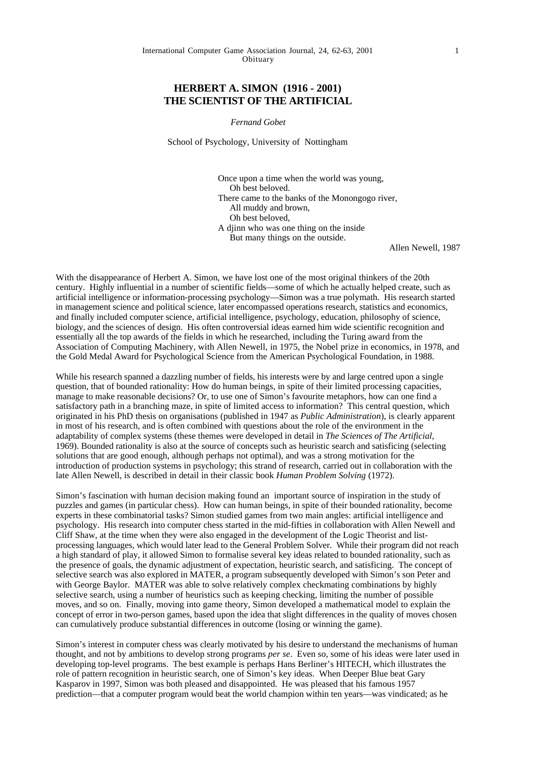Obituary

# HERBERT A. SIMON (1916 - 2001)
# THE SCIENTIST OF THE ARTIFICIAL

*Fernand Gobet*

School of Psychology, University of Nottingham

> Once upon a time when the world was young,
> Oh best beloved.
> There came to the banks of the Monongogo river,
> All muddy and brown,
> Oh best beloved,
> A djinn who was one thing on the inside
> But many things on the outside.
>
> Allen Newell, 1987

With the disappearance of Herbert A. Simon, we have lost one of the most original thinkers of the 20th century. Highly influential in a number of scientific fields—some of which he actually helped create, such as artificial intelligence or information-processing psychology—Simon was a true polymath. His research started in management science and political science, later encompassed operations research, statistics and economics, and finally included computer science, artificial intelligence, psychology, education, philosophy of science, biology, and the sciences of design. His often controversial ideas earned him wide scientific recognition and essentially all the top awards of the fields in which he researched, including the Turing award from the Association of Computing Machinery, with Allen Newell, in 1975, the Nobel prize in economics, in 1978, and the Gold Medal Award for Psychological Science from the American Psychological Foundation, in 1988.

While his research spanned a dazzling number of fields, his interests were by and large centred upon a single question, that of bounded rationality: How do human beings, in spite of their limited processing capacities, manage to make reasonable decisions? Or, to use one of Simon's favourite metaphors, how can one find a satisfactory path in a branching maze, in spite of limited access to information? This central question, which originated in his PhD thesis on organisations (published in 1947 as *Public Administration*), is clearly apparent in most of his research, and is often combined with questions about the role of the environment in the adaptability of complex systems (these themes were developed in detail in *The Sciences of The Artificial*, 1969). Bounded rationality is also at the source of concepts such as heuristic search and satisficing (selecting solutions that are good enough, although perhaps not optimal), and was a strong motivation for the introduction of production systems in psychology; this strand of research, carried out in collaboration with the late Allen Newell, is described in detail in their classic book *Human Problem Solving* (1972).

Simon's fascination with human decision making found an important source of inspiration in the study of puzzles and games (in particular chess). How can human beings, in spite of their bounded rationality, become experts in these combinatorial tasks? Simon studied games from two main angles: artificial intelligence and psychology. His research into computer chess started in the mid-fifties in collaboration with Allen Newell and Cliff Shaw, at the time when they were also engaged in the development of the Logic Theorist and list-processing languages, which would later lead to the General Problem Solver. While their program did not reach a high standard of play, it allowed Simon to formalise several key ideas related to bounded rationality, such as the presence of goals, the dynamic adjustment of expectation, heuristic search, and satisficing. The concept of selective search was also explored in MATER, a program subsequently developed with Simon's son Peter and with George Baylor. MATER was able to solve relatively complex checkmating combinations by highly selective search, using a number of heuristics such as keeping checking, limiting the number of possible moves, and so on. Finally, moving into game theory, Simon developed a mathematical model to explain the concept of error in two-person games, based upon the idea that slight differences in the quality of moves chosen can cumulatively produce substantial differences in outcome (losing or winning the game).

Simon's interest in computer chess was clearly motivated by his desire to understand the mechanisms of human thought, and not by ambitions to develop strong programs *per se*. Even so, some of his ideas were later used in developing top-level programs. The best example is perhaps Hans Berliner's HITECH, which illustrates the role of pattern recognition in heuristic search, one of Simon's key ideas. When Deeper Blue beat Gary Kasparov in 1997, Simon was both pleased and disappointed. He was pleased that his famous 1957 prediction—that a computer program would beat the world champion within ten years—was vindicated; as he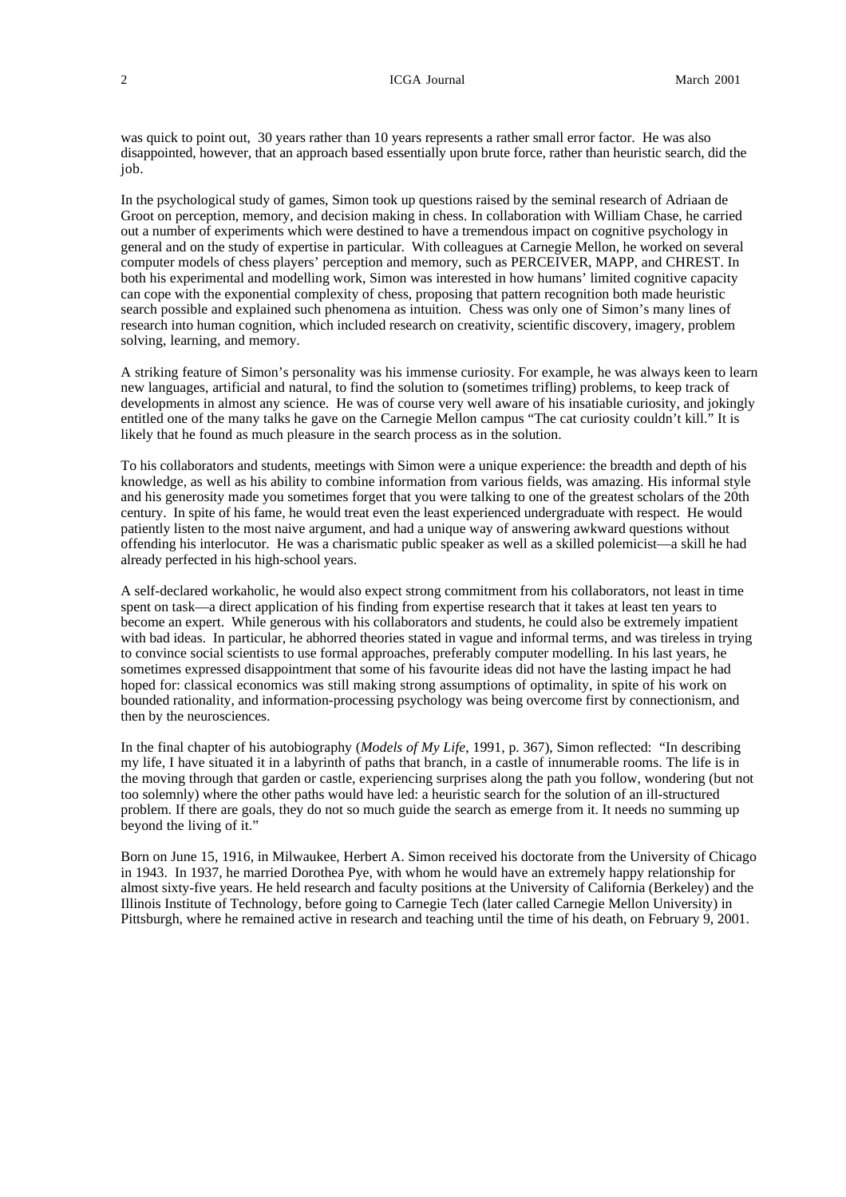was quick to point out, 30 years rather than 10 years represents a rather small error factor. He was also disappointed, however, that an approach based essentially upon brute force, rather than heuristic search, did the job.

In the psychological study of games, Simon took up questions raised by the seminal research of Adriaan de Groot on perception, memory, and decision making in chess. In collaboration with William Chase, he carried out a number of experiments which were destined to have a tremendous impact on cognitive psychology in general and on the study of expertise in particular. With colleagues at Carnegie Mellon, he worked on several computer models of chess players' perception and memory, such as PERCEIVER, MAPP, and CHREST. In both his experimental and modelling work, Simon was interested in how humans' limited cognitive capacity can cope with the exponential complexity of chess, proposing that pattern recognition both made heuristic search possible and explained such phenomena as intuition. Chess was only one of Simon's many lines of research into human cognition, which included research on creativity, scientific discovery, imagery, problem solving, learning, and memory.

A striking feature of Simon's personality was his immense curiosity. For example, he was always keen to learn new languages, artificial and natural, to find the solution to (sometimes trifling) problems, to keep track of developments in almost any science. He was of course very well aware of his insatiable curiosity, and jokingly entitled one of the many talks he gave on the Carnegie Mellon campus "The cat curiosity couldn't kill." It is likely that he found as much pleasure in the search process as in the solution.

To his collaborators and students, meetings with Simon were a unique experience: the breadth and depth of his knowledge, as well as his ability to combine information from various fields, was amazing. His informal style and his generosity made you sometimes forget that you were talking to one of the greatest scholars of the 20th century. In spite of his fame, he would treat even the least experienced undergraduate with respect. He would patiently listen to the most naive argument, and had a unique way of answering awkward questions without offending his interlocutor. He was a charismatic public speaker as well as a skilled polemicist—a skill he had already perfected in his high-school years.

A self-declared workaholic, he would also expect strong commitment from his collaborators, not least in time spent on task—a direct application of his finding from expertise research that it takes at least ten years to become an expert. While generous with his collaborators and students, he could also be extremely impatient with bad ideas. In particular, he abhorred theories stated in vague and informal terms, and was tireless in trying to convince social scientists to use formal approaches, preferably computer modelling. In his last years, he sometimes expressed disappointment that some of his favourite ideas did not have the lasting impact he had hoped for: classical economics was still making strong assumptions of optimality, in spite of his work on bounded rationality, and information-processing psychology was being overcome first by connectionism, and then by the neurosciences.

In the final chapter of his autobiography (*Models of My Life*, 1991, p. 367), Simon reflected: "In describing my life, I have situated it in a labyrinth of paths that branch, in a castle of innumerable rooms. The life is in the moving through that garden or castle, experiencing surprises along the path you follow, wondering (but not too solemnly) where the other paths would have led: a heuristic search for the solution of an ill-structured problem. If there are goals, they do not so much guide the search as emerge from it. It needs no summing up beyond the living of it."

Born on June 15, 1916, in Milwaukee, Herbert A. Simon received his doctorate from the University of Chicago in 1943. In 1937, he married Dorothea Pye, with whom he would have an extremely happy relationship for almost sixty-five years. He held research and faculty positions at the University of California (Berkeley) and the Illinois Institute of Technology, before going to Carnegie Tech (later called Carnegie Mellon University) in Pittsburgh, where he remained active in research and teaching until the time of his death, on February 9, 2001.